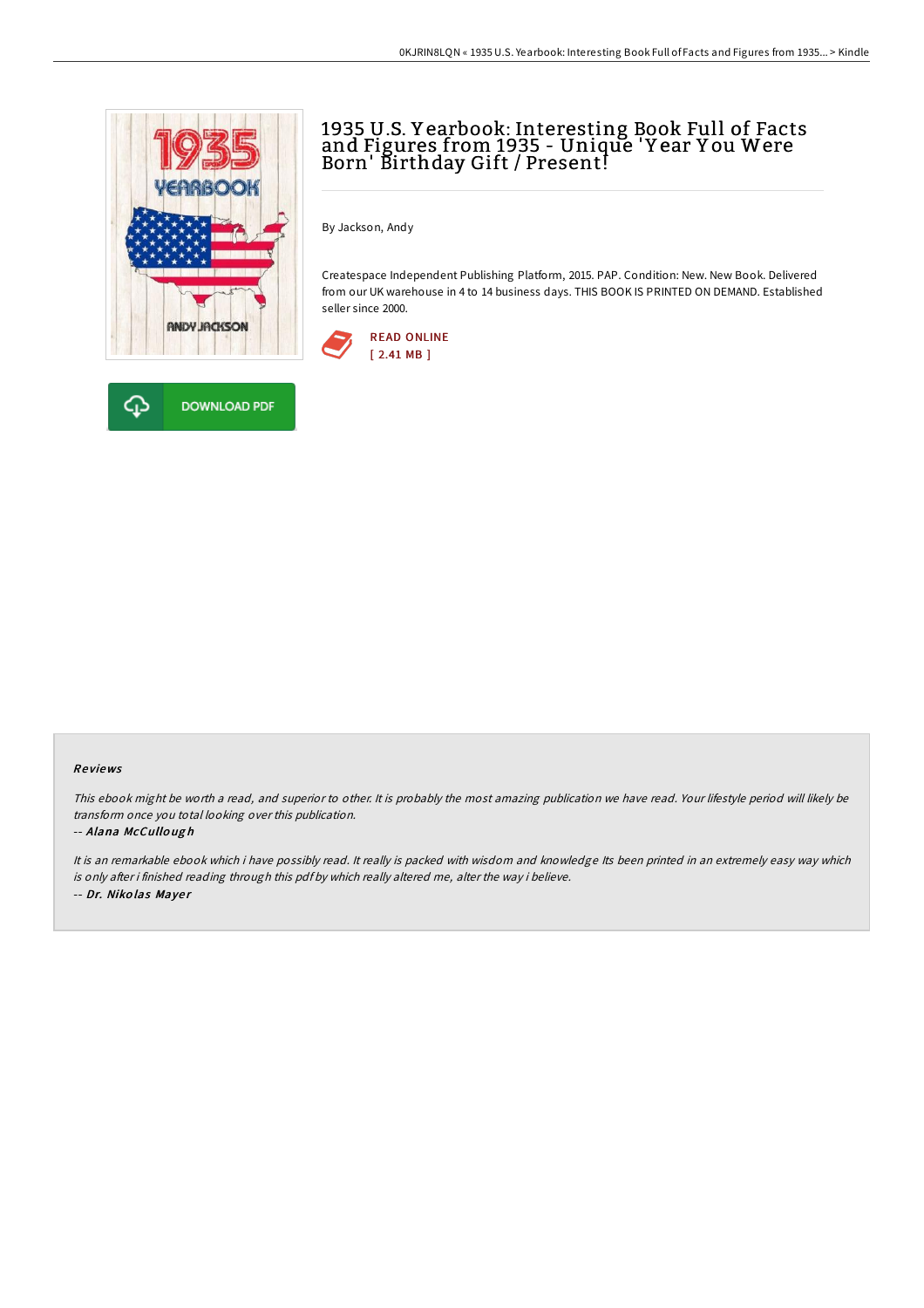# 1935 U.S. Yearbook: Interesting Book Full of Facts and Figures from 1935 - Unique 'Year You Were Born' Birthday Gift / Present!

By Jackson, Andy

Createspace Independent Publishing Platform, 2015. PAP. Condition: New. New Book. Delivered from our UK warehouse in 4 to 14 business days. THIS BOOK IS PRINTED ON DEMAND. Established seller since 2000.

READ ONLINE
[ 2.41 MB ]

DOWNLOAD PDF

### Reviews

*This ebook might be worth a read, and superior to other. It is probably the most amazing publication we have read. Your lifestyle period will likely be transform once you total looking over this publication.*

-- ***Alana McCullough***

*It is an remarkable ebook which i have possibly read. It really is packed with wisdom and knowledge Its been printed in an extremely easy way which is only after i finished reading through this pdf by which really altered me, alter the way i believe.*

-- ***Dr. Nikolas Mayer***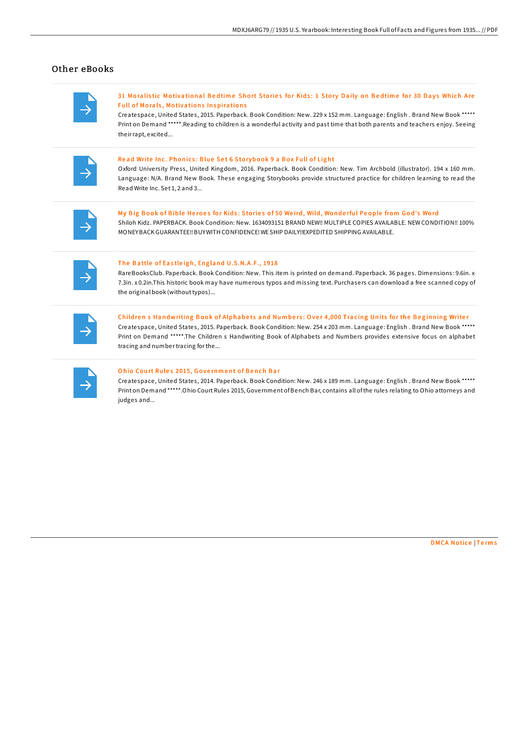## Other eBooks

### 31 Moralistic Motivational Bedtime Short Stories for Kids: 1 Story Daily on Bedtime for 30 Days Which Are Full of Morals, Motivations Inspirations

Createspace, United States, 2015. Paperback. Book Condition: New. 229 x 152 mm. Language: English . Brand New Book ***** Print on Demand *****.Reading to children is a wonderful activity and past time that both parents and teachers enjoy. Seeing their rapt, excited...

### Read Write Inc. Phonics: Blue Set 6 Storybook 9 a Box Full of Light

Oxford University Press, United Kingdom, 2016. Paperback. Book Condition: New. Tim Archbold (illustrator). 194 x 160 mm. Language: N/A. Brand New Book. These engaging Storybooks provide structured practice for children learning to read the Read Write Inc. Set 1, 2 and 3...

### My Big Book of Bible Heroes for Kids: Stories of 50 Weird, Wild, Wonderful People from God's Word

Shiloh Kidz. PAPERBACK. Book Condition: New. 1634093151 BRAND NEW!! MULTIPLE COPIES AVAILABLE. NEW CONDITION!! 100% MONEY BACK GUARANTEE!! BUY WITH CONFIDENCE! WE SHIP DAILY!!EXPEDITED SHIPPING AVAILABLE.

### The Battle of Eastleigh, England U.S.N.A.F., 1918

RareBooksClub. Paperback. Book Condition: New. This item is printed on demand. Paperback. 36 pages. Dimensions: 9.6in. x 7.3in. x 0.2in.This historic book may have numerous typos and missing text. Purchasers can download a free scanned copy of the original book (without typos)...

### Children s Handwriting Book of Alphabets and Numbers: Over 4,000 Tracing Units for the Beginning Writer

Createspace, United States, 2015. Paperback. Book Condition: New. 254 x 203 mm. Language: English . Brand New Book ***** Print on Demand *****.The Children s Handwriting Book of Alphabets and Numbers provides extensive focus on alphabet tracing and number tracing for the...

### Ohio Court Rules 2015, Government of Bench Bar

Createspace, United States, 2014. Paperback. Book Condition: New. 246 x 189 mm. Language: English . Brand New Book ***** Print on Demand *****.Ohio Court Rules 2015, Government of Bench Bar, contains all of the rules relating to Ohio attorneys and judges and...